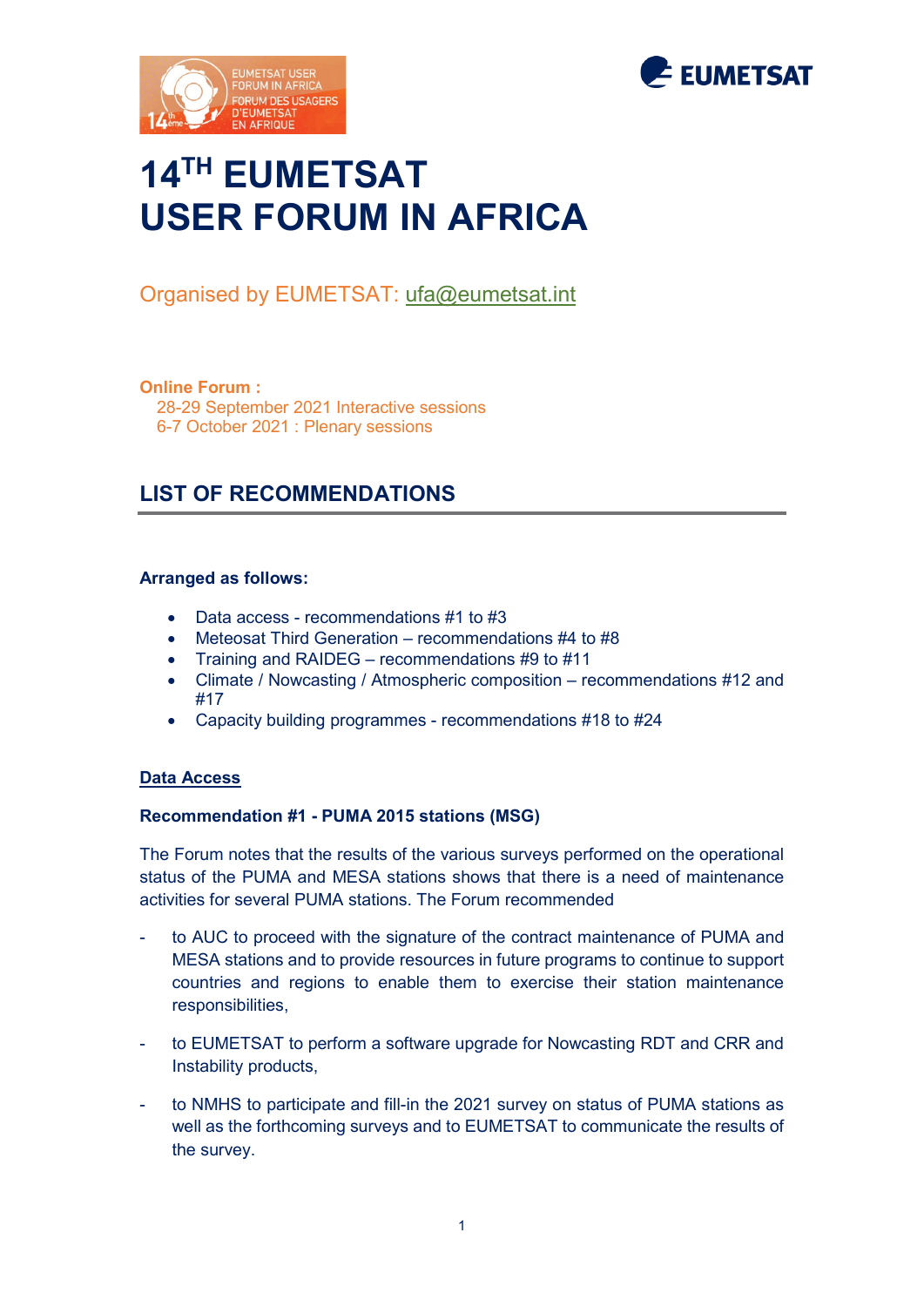# 14TH EUMETSAT USER FORUM IN AFRICA

Organised by EUMETSAT: ufa@eumetsat.int

**Online Forum :**
28-29 September 2021 Interactive sessions
6-7 October 2021 : Plenary sessions

## LIST OF RECOMMENDATIONS

**Arranged as follows:**

- Data access - recommendations #1 to #3
- Meteosat Third Generation – recommendations #4 to #8
- Training and RAIDEG – recommendations #9 to #11
- Climate / Nowcasting / Atmospheric composition – recommendations #12 and #17
- Capacity building programmes - recommendations #18 to #24

### Data Access

**Recommendation #1 - PUMA 2015 stations (MSG)**

The Forum notes that the results of the various surveys performed on the operational status of the PUMA and MESA stations shows that there is a need of maintenance activities for several PUMA stations. The Forum recommended

- to AUC to proceed with the signature of the contract maintenance of PUMA and MESA stations and to provide resources in future programs to continue to support countries and regions to enable them to exercise their station maintenance responsibilities,
- to EUMETSAT to perform a software upgrade for Nowcasting RDT and CRR and Instability products,
- to NMHS to participate and fill-in the 2021 survey on status of PUMA stations as well as the forthcoming surveys and to EUMETSAT to communicate the results of the survey.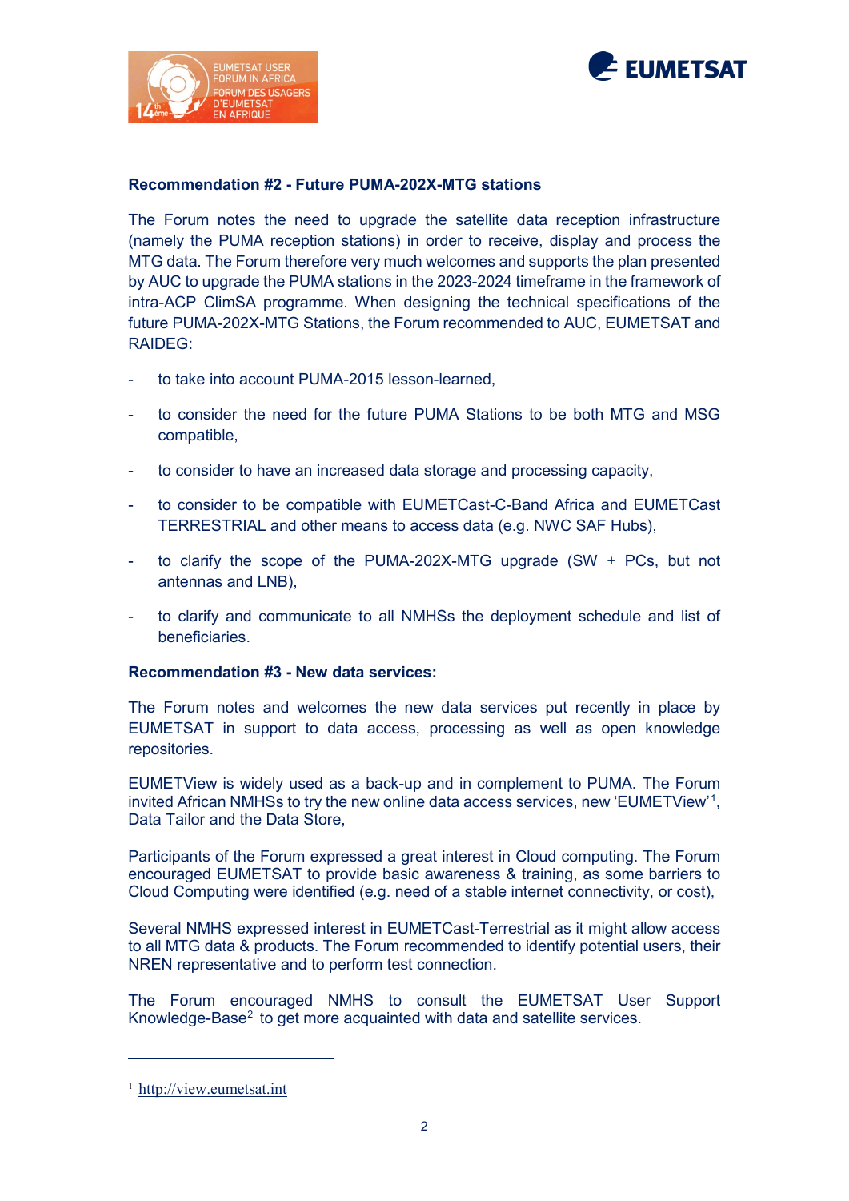**Recommendation #2 - Future PUMA-202X-MTG stations**

The Forum notes the need to upgrade the satellite data reception infrastructure (namely the PUMA reception stations) in order to receive, display and process the MTG data. The Forum therefore very much welcomes and supports the plan presented by AUC to upgrade the PUMA stations in the 2023-2024 timeframe in the framework of intra-ACP ClimSA programme. When designing the technical specifications of the future PUMA-202X-MTG Stations, the Forum recommended to AUC, EUMETSAT and RAIDEG:

- to take into account PUMA-2015 lesson-learned,
- to consider the need for the future PUMA Stations to be both MTG and MSG compatible,
- to consider to have an increased data storage and processing capacity,
- to consider to be compatible with EUMETCast-C-Band Africa and EUMETCast TERRESTRIAL and other means to access data (e.g. NWC SAF Hubs),
- to clarify the scope of the PUMA-202X-MTG upgrade (SW + PCs, but not antennas and LNB),
- to clarify and communicate to all NMHSs the deployment schedule and list of beneficiaries.

**Recommendation #3 - New data services:**

The Forum notes and welcomes the new data services put recently in place by EUMETSAT in support to data access, processing as well as open knowledge repositories.

EUMETView is widely used as a back-up and in complement to PUMA. The Forum invited African NMHSs to try the new online data access services, new 'EUMETView'[1], Data Tailor and the Data Store,

Participants of the Forum expressed a great interest in Cloud computing. The Forum encouraged EUMETSAT to provide basic awareness & training, as some barriers to Cloud Computing were identified (e.g. need of a stable internet connectivity, or cost),

Several NMHS expressed interest in EUMETCast-Terrestrial as it might allow access to all MTG data & products. The Forum recommended to identify potential users, their NREN representative and to perform test connection.

The Forum encouraged NMHS to consult the EUMETSAT User Support Knowledge-Base[2] to get more acquainted with data and satellite services.

[1] http://view.eumetsat.int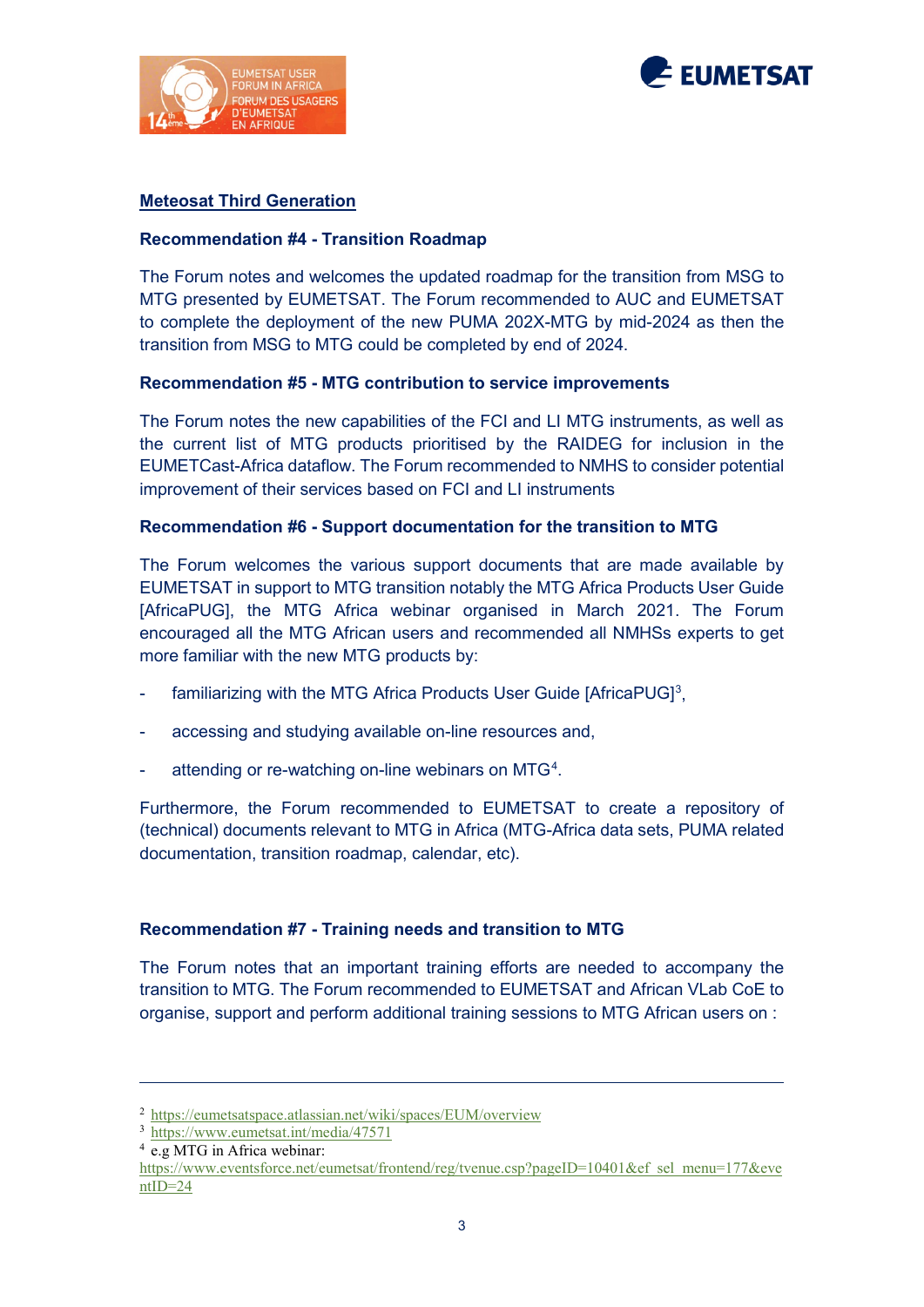## Meteosat Third Generation

### Recommendation #4 - Transition Roadmap

The Forum notes and welcomes the updated roadmap for the transition from MSG to MTG presented by EUMETSAT. The Forum recommended to AUC and EUMETSAT to complete the deployment of the new PUMA 202X-MTG by mid-2024 as then the transition from MSG to MTG could be completed by end of 2024.

### Recommendation #5 - MTG contribution to service improvements

The Forum notes the new capabilities of the FCI and LI MTG instruments, as well as the current list of MTG products prioritised by the RAIDEG for inclusion in the EUMETCast-Africa dataflow. The Forum recommended to NMHS to consider potential improvement of their services based on FCI and LI instruments

### Recommendation #6 - Support documentation for the transition to MTG

The Forum welcomes the various support documents that are made available by EUMETSAT in support to MTG transition notably the MTG Africa Products User Guide [AfricaPUG], the MTG Africa webinar organised in March 2021. The Forum encouraged all the MTG African users and recommended all NMHSs experts to get more familiar with the new MTG products by:

- familiarizing with the MTG Africa Products User Guide [AfricaPUG][3],
- accessing and studying available on-line resources and,
- attending or re-watching on-line webinars on MTG[4].

Furthermore, the Forum recommended to EUMETSAT to create a repository of (technical) documents relevant to MTG in Africa (MTG-Africa data sets, PUMA related documentation, transition roadmap, calendar, etc).

### Recommendation #7 - Training needs and transition to MTG

The Forum notes that an important training efforts are needed to accompany the transition to MTG. The Forum recommended to EUMETSAT and African VLab CoE to organise, support and perform additional training sessions to MTG African users on :

---

[2] https://eumetsatspace.atlassian.net/wiki/spaces/EUM/overview

[3] https://www.eumetsat.int/media/47571

[4] e.g MTG in Africa webinar: https://www.eventsforce.net/eumetsat/frontend/reg/tvenue.csp?pageID=10401&ef_sel_menu=177&eventID=24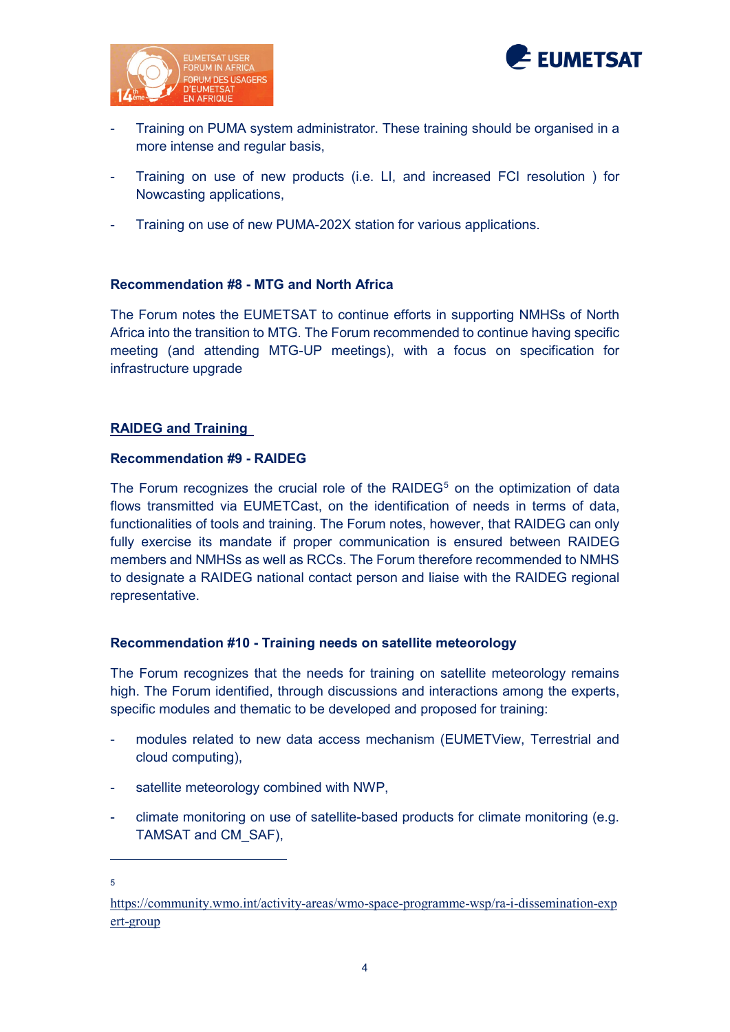- Training on PUMA system administrator. These training should be organised in a more intense and regular basis,
- Training on use of new products (i.e. LI, and increased FCI resolution ) for Nowcasting applications,
- Training on use of new PUMA-202X station for various applications.

### Recommendation #8 - MTG and North Africa

The Forum notes the EUMETSAT to continue efforts in supporting NMHSs of North Africa into the transition to MTG. The Forum recommended to continue having specific meeting (and attending MTG-UP meetings), with a focus on specification for infrastructure upgrade

## RAIDEG and Training

### Recommendation #9 - RAIDEG

The Forum recognizes the crucial role of the RAIDEG[5] on the optimization of data flows transmitted via EUMETCast, on the identification of needs in terms of data, functionalities of tools and training. The Forum notes, however, that RAIDEG can only fully exercise its mandate if proper communication is ensured between RAIDEG members and NMHSs as well as RCCs. The Forum therefore recommended to NMHS to designate a RAIDEG national contact person and liaise with the RAIDEG regional representative.

### Recommendation #10 - Training needs on satellite meteorology

The Forum recognizes that the needs for training on satellite meteorology remains high. The Forum identified, through discussions and interactions among the experts, specific modules and thematic to be developed and proposed for training:

- modules related to new data access mechanism (EUMETView, Terrestrial and cloud computing),
- satellite meteorology combined with NWP,
- climate monitoring on use of satellite-based products for climate monitoring (e.g. TAMSAT and CM_SAF),

---

[5] https://community.wmo.int/activity-areas/wmo-space-programme-wsp/ra-i-dissemination-expert-group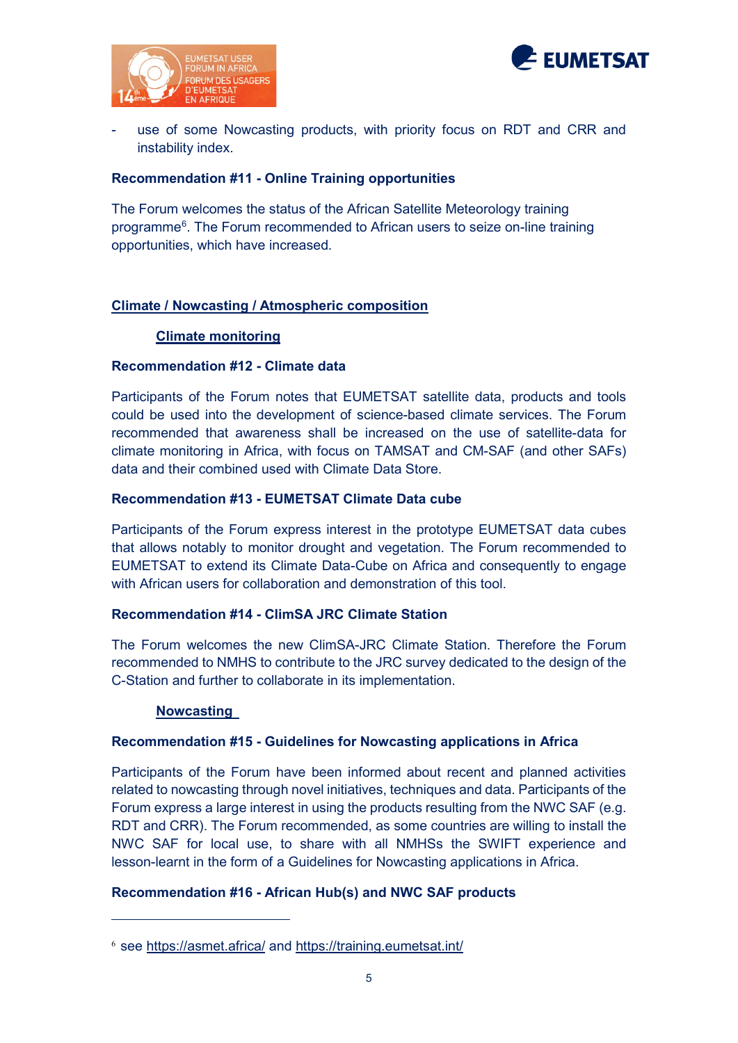- use of some Nowcasting products, with priority focus on RDT and CRR and instability index.

**Recommendation #11 - Online Training opportunities**

The Forum welcomes the status of the African Satellite Meteorology training programme[6]. The Forum recommended to African users to seize on-line training opportunities, which have increased.

## Climate / Nowcasting / Atmospheric composition

### Climate monitoring

**Recommendation #12 - Climate data**

Participants of the Forum notes that EUMETSAT satellite data, products and tools could be used into the development of science-based climate services. The Forum recommended that awareness shall be increased on the use of satellite-data for climate monitoring in Africa, with focus on TAMSAT and CM-SAF (and other SAFs) data and their combined used with Climate Data Store.

**Recommendation #13 - EUMETSAT Climate Data cube**

Participants of the Forum express interest in the prototype EUMETSAT data cubes that allows notably to monitor drought and vegetation. The Forum recommended to EUMETSAT to extend its Climate Data-Cube on Africa and consequently to engage with African users for collaboration and demonstration of this tool.

**Recommendation #14 - ClimSA JRC Climate Station**

The Forum welcomes the new ClimSA-JRC Climate Station. Therefore the Forum recommended to NMHS to contribute to the JRC survey dedicated to the design of the C-Station and further to collaborate in its implementation.

### Nowcasting

**Recommendation #15 - Guidelines for Nowcasting applications in Africa**

Participants of the Forum have been informed about recent and planned activities related to nowcasting through novel initiatives, techniques and data. Participants of the Forum express a large interest in using the products resulting from the NWC SAF (e.g. RDT and CRR). The Forum recommended, as some countries are willing to install the NWC SAF for local use, to share with all NMHSs the SWIFT experience and lesson-learnt in the form of a Guidelines for Nowcasting applications in Africa.

**Recommendation #16 - African Hub(s) and NWC SAF products**

---

[6] see https://asmet.africa/ and https://training.eumetsat.int/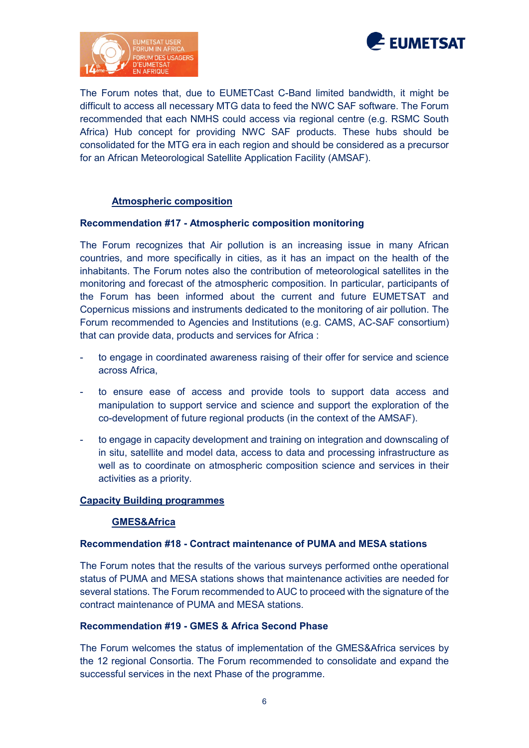The Forum notes that, due to EUMETCast C-Band limited bandwidth, it might be difficult to access all necessary MTG data to feed the NWC SAF software. The Forum recommended that each NMHS could access via regional centre (e.g. RSMC South Africa) Hub concept for providing NWC SAF products. These hubs should be consolidated for the MTG era in each region and should be considered as a precursor for an African Meteorological Satellite Application Facility (AMSAF).

### Atmospheric composition

**Recommendation #17 - Atmospheric composition monitoring**

The Forum recognizes that Air pollution is an increasing issue in many African countries, and more specifically in cities, as it has an impact on the health of the inhabitants. The Forum notes also the contribution of meteorological satellites in the monitoring and forecast of the atmospheric composition. In particular, participants of the Forum has been informed about the current and future EUMETSAT and Copernicus missions and instruments dedicated to the monitoring of air pollution. The Forum recommended to Agencies and Institutions (e.g. CAMS, AC-SAF consortium) that can provide data, products and services for Africa :

- to engage in coordinated awareness raising of their offer for service and science across Africa,
- to ensure ease of access and provide tools to support data access and manipulation to support service and science and support the exploration of the co-development of future regional products (in the context of the AMSAF).
- to engage in capacity development and training on integration and downscaling of in situ, satellite and model data, access to data and processing infrastructure as well as to coordinate on atmospheric composition science and services in their activities as a priority.

## Capacity Building programmes

### GMES&Africa

**Recommendation #18 - Contract maintenance of PUMA and MESA stations**

The Forum notes that the results of the various surveys performed onthe operational status of PUMA and MESA stations shows that maintenance activities are needed for several stations. The Forum recommended to AUC to proceed with the signature of the contract maintenance of PUMA and MESA stations.

**Recommendation #19 - GMES & Africa Second Phase**

The Forum welcomes the status of implementation of the GMES&Africa services by the 12 regional Consortia. The Forum recommended to consolidate and expand the successful services in the next Phase of the programme.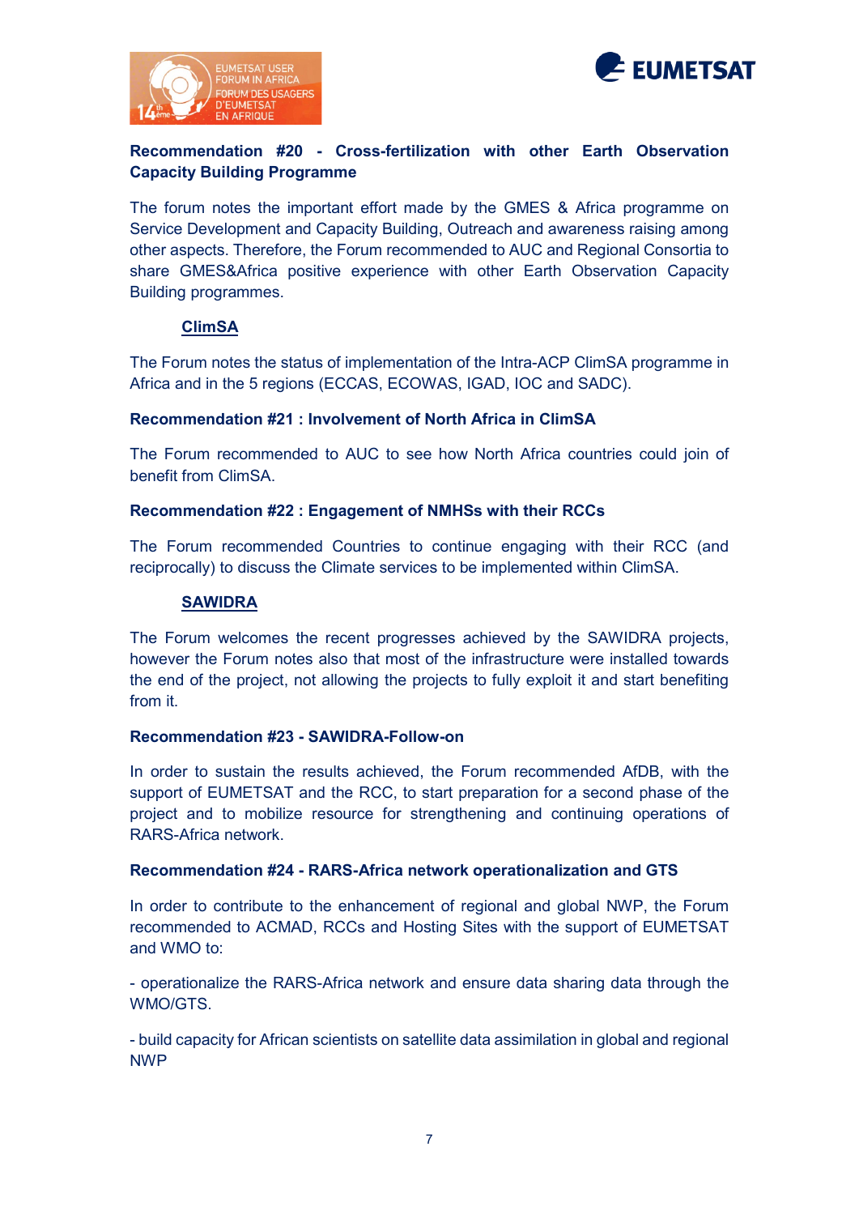**Recommendation #20 - Cross-fertilization with other Earth Observation Capacity Building Programme**

The forum notes the important effort made by the GMES & Africa programme on Service Development and Capacity Building, Outreach and awareness raising among other aspects. Therefore, the Forum recommended to AUC and Regional Consortia to share GMES&Africa positive experience with other Earth Observation Capacity Building programmes.

**<u>ClimSA</u>**

The Forum notes the status of implementation of the Intra-ACP ClimSA programme in Africa and in the 5 regions (ECCAS, ECOWAS, IGAD, IOC and SADC).

**Recommendation #21 : Involvement of North Africa in ClimSA**

The Forum recommended to AUC to see how North Africa countries could join of benefit from ClimSA.

**Recommendation #22 : Engagement of NMHSs with their RCCs**

The Forum recommended Countries to continue engaging with their RCC (and reciprocally) to discuss the Climate services to be implemented within ClimSA.

**<u>SAWIDRA</u>**

The Forum welcomes the recent progresses achieved by the SAWIDRA projects, however the Forum notes also that most of the infrastructure were installed towards the end of the project, not allowing the projects to fully exploit it and start benefiting from it.

**Recommendation #23 - SAWIDRA-Follow-on**

In order to sustain the results achieved, the Forum recommended AfDB, with the support of EUMETSAT and the RCC, to start preparation for a second phase of the project and to mobilize resource for strengthening and continuing operations of RARS-Africa network.

**Recommendation #24 - RARS-Africa network operationalization and GTS**

In order to contribute to the enhancement of regional and global NWP, the Forum recommended to ACMAD, RCCs and Hosting Sites with the support of EUMETSAT and WMO to:

- operationalize the RARS-Africa network and ensure data sharing data through the WMO/GTS.

- build capacity for African scientists on satellite data assimilation in global and regional NWP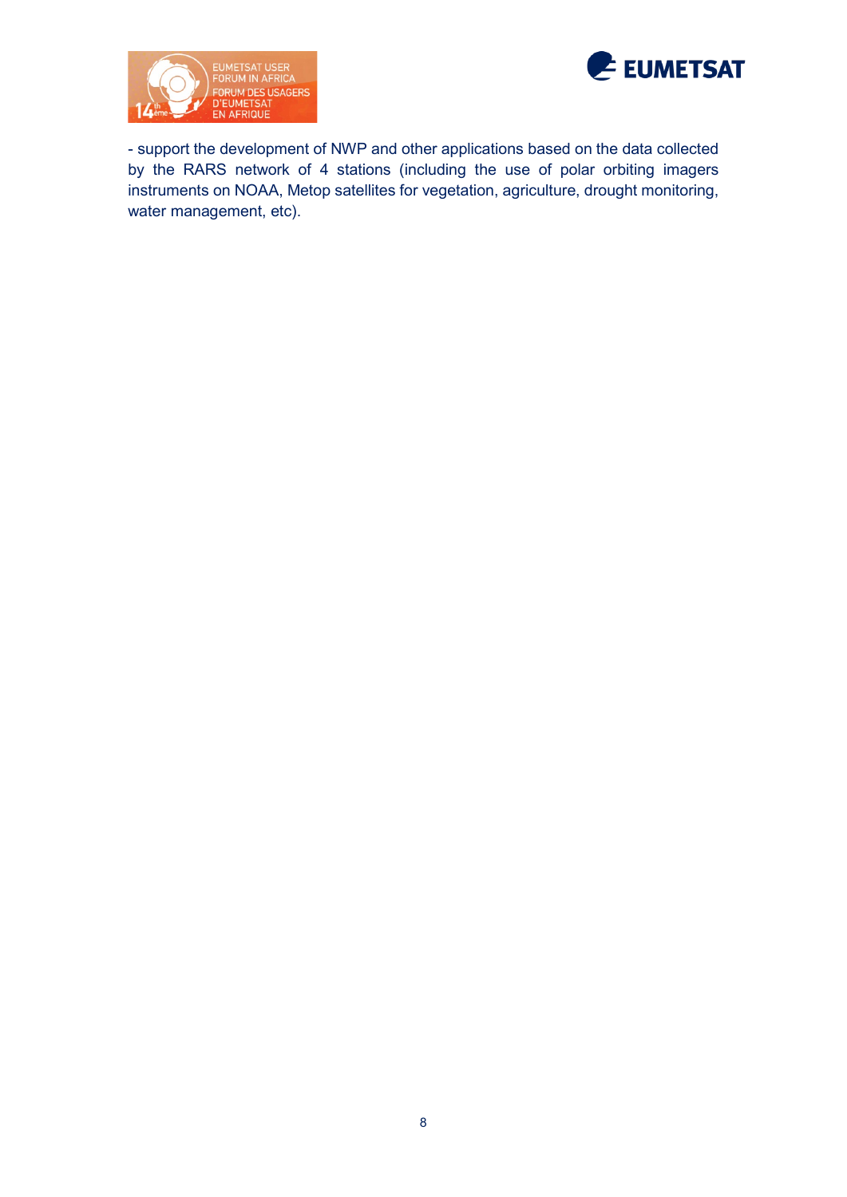- support the development of NWP and other applications based on the data collected by the RARS network of 4 stations (including the use of polar orbiting imagers instruments on NOAA, Metop satellites for vegetation, agriculture, drought monitoring, water management, etc).